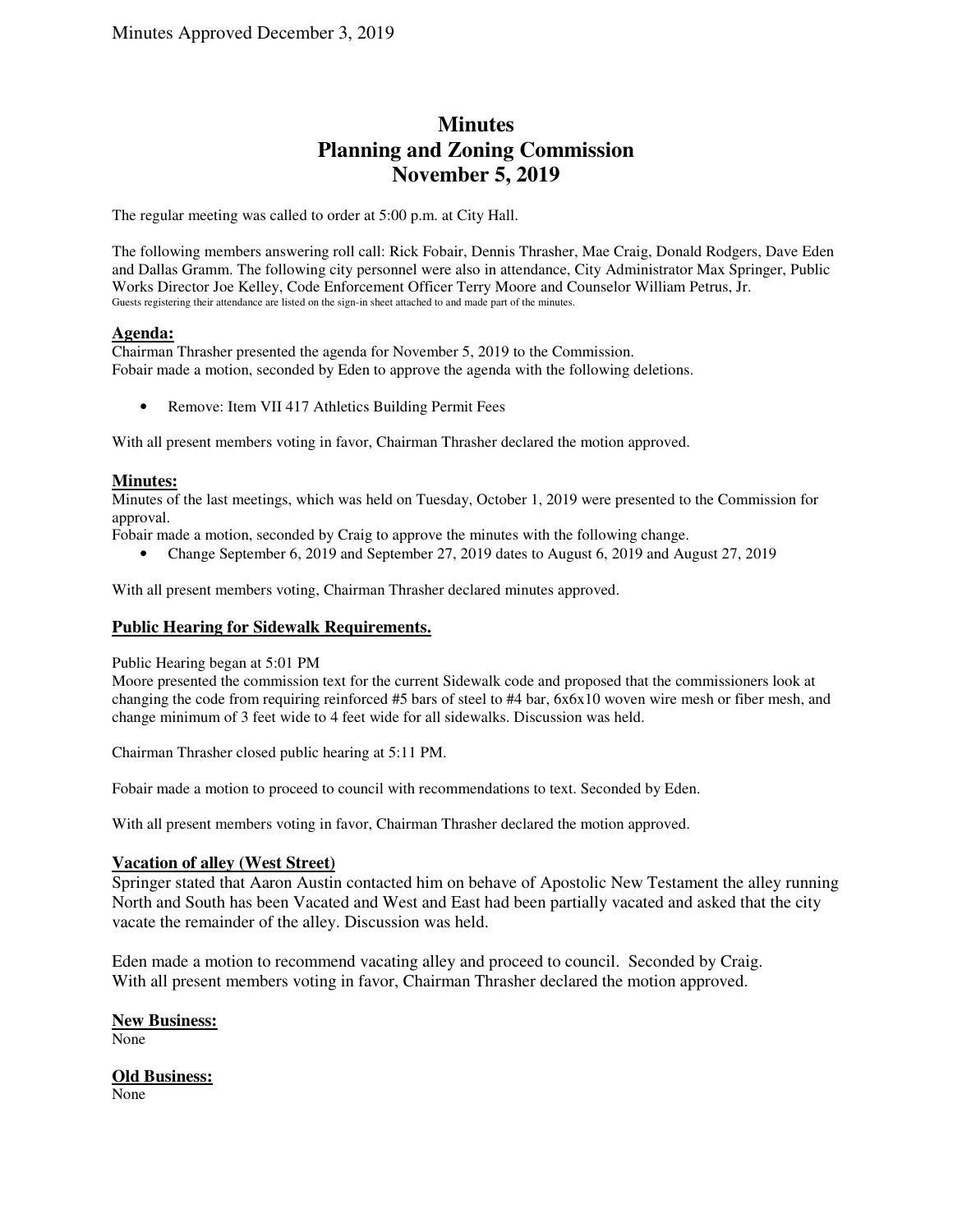Minutes Approved December 3, 2019

# Minutes
# Planning and Zoning Commission
# November 5, 2019

The regular meeting was called to order at 5:00 p.m. at City Hall.

The following members answering roll call: Rick Fobair, Dennis Thrasher, Mae Craig, Donald Rodgers, Dave Eden and Dallas Gramm. The following city personnel were also in attendance, City Administrator Max Springer, Public Works Director Joe Kelley, Code Enforcement Officer Terry Moore and Counselor William Petrus, Jr.
Guests registering their attendance are listed on the sign-in sheet attached to and made part of the minutes.

**Agenda:**

Chairman Thrasher presented the agenda for November 5, 2019 to the Commission.
Fobair made a motion, seconded by Eden to approve the agenda with the following deletions.

- Remove: Item VII 417 Athletics Building Permit Fees

With all present members voting in favor, Chairman Thrasher declared the motion approved.

**Minutes:**

Minutes of the last meetings, which was held on Tuesday, October 1, 2019 were presented to the Commission for approval.
Fobair made a motion, seconded by Craig to approve the minutes with the following change.

- Change September 6, 2019 and September 27, 2019 dates to August 6, 2019 and August 27, 2019

With all present members voting, Chairman Thrasher declared minutes approved.

**Public Hearing for Sidewalk Requirements.**

Public Hearing began at 5:01 PM
Moore presented the commission text for the current Sidewalk code and proposed that the commissioners look at changing the code from requiring reinforced #5 bars of steel to #4 bar, 6x6x10 woven wire mesh or fiber mesh, and change minimum of 3 feet wide to 4 feet wide for all sidewalks. Discussion was held.

Chairman Thrasher closed public hearing at 5:11 PM.

Fobair made a motion to proceed to council with recommendations to text. Seconded by Eden.

With all present members voting in favor, Chairman Thrasher declared the motion approved.

**Vacation of alley (West Street)**

Springer stated that Aaron Austin contacted him on behave of Apostolic New Testament the alley running North and South has been Vacated and West and East had been partially vacated and asked that the city vacate the remainder of the alley. Discussion was held.

Eden made a motion to recommend vacating alley and proceed to council. Seconded by Craig.
With all present members voting in favor, Chairman Thrasher declared the motion approved.

**New Business:**

None

**Old Business:**

None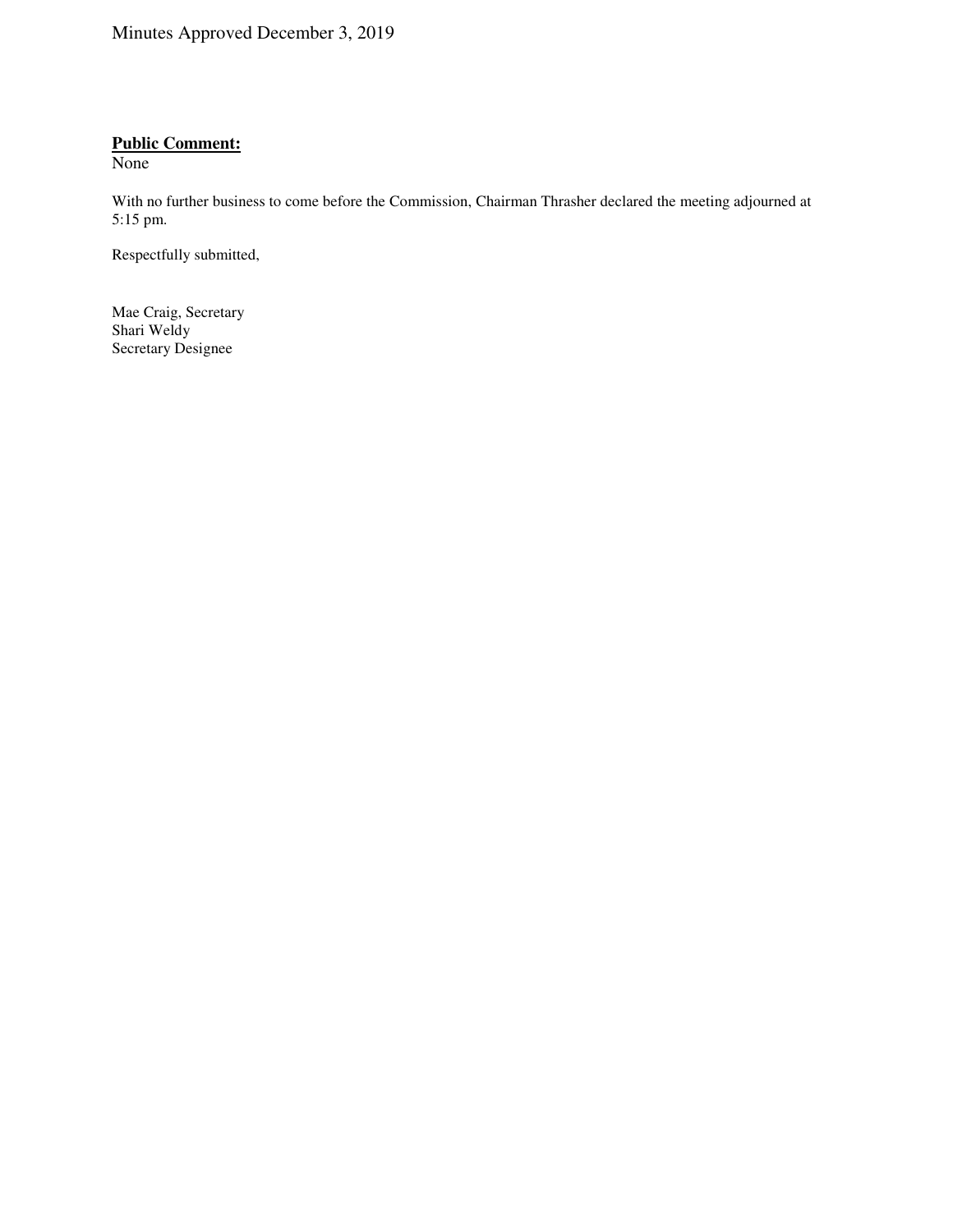**Public Comment:**
None

With no further business to come before the Commission, Chairman Thrasher declared the meeting adjourned at 5:15 pm.

Respectfully submitted,

Mae Craig, Secretary
Shari Weldy
Secretary Designee